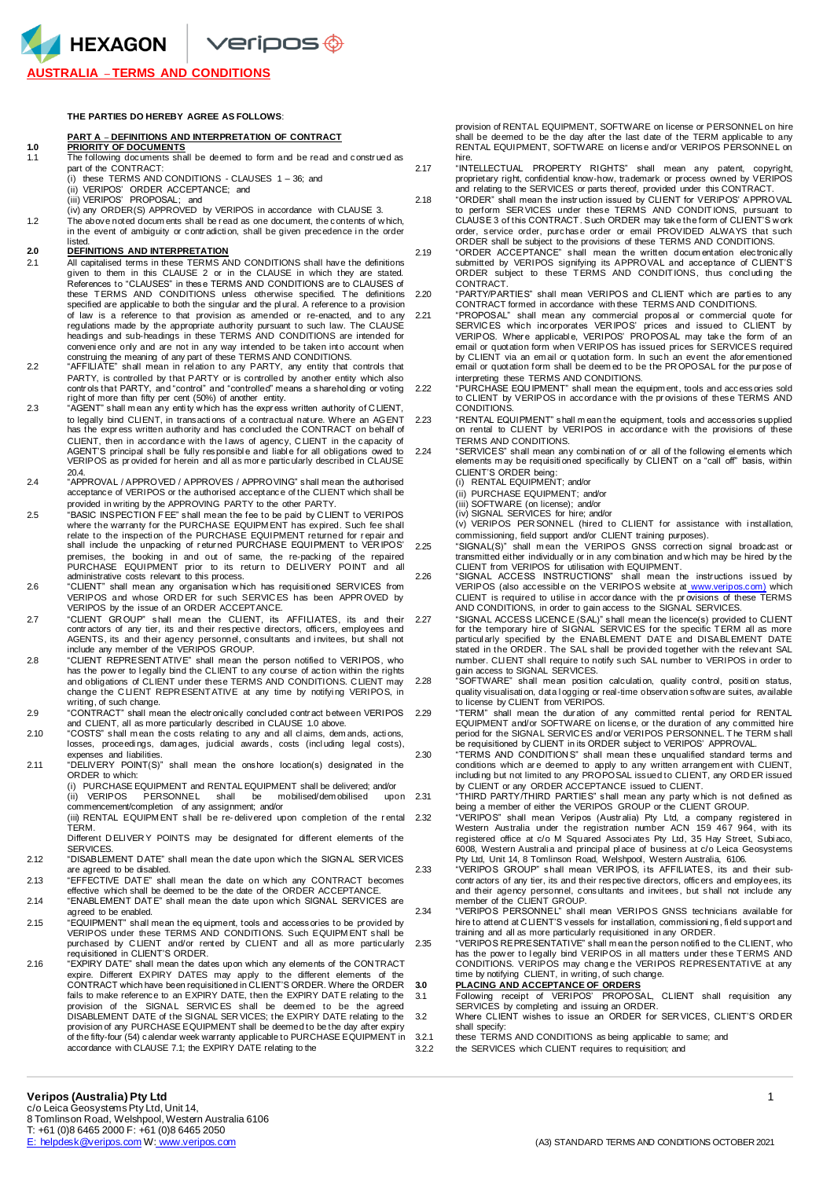# AUSTRALIA – TERMS AND CONDITIONS

**THE PARTIES DO HEREBY AGREE AS FOLLOWS:**

**PART A – DEFINITIONS AND INTERPRETATION OF CONTRACT**

**1.0 PRIORITY OF DOCUMENTS**

1.1 The following documents shall be deemed to form and be read and construed as part of the CONTRACT:
(i) these TERMS AND CONDITIONS - CLAUSES 1 – 36; and
(ii) VERIPOS' ORDER ACCEPTANCE; and
(iii) VERIPOS' PROPOSAL; and
(iv) any ORDER(S) APPROVED by VERIPOS in accordance with CLAUSE 3.

1.2 The above noted documents shall be read as one document, the contents of which, in the event of ambiguity or contradiction, shall be given precedence in the order listed.

**2.0 DEFINITIONS AND INTERPRETATION**

2.1 All capitalised terms in these TERMS AND CONDITIONS shall have the definitions given to them in this CLAUSE 2 or in the CLAUSE in which they are stated. References to "CLAUSES" in these TERMS AND CONDITIONS are to CLAUSES of these TERMS AND CONDITIONS unless otherwise specified. The definitions specified are applicable to both the singular and the plural. A reference to a provision of law is a reference to that provision as amended or re-enacted, and to any regulations made by the appropriate authority pursuant to such law. The CLAUSE headings and sub-headings in these TERMS AND CONDITIONS are intended for convenience only and are not in any way intended to be taken into account when construing the meaning of any part of these TERMS AND CONDITIONS.

2.2 "AFFILIATE" shall mean in relation to any PARTY, any entity that controls that PARTY, is controlled by that PARTY or is controlled by another entity which also controls that PARTY, and "control" and "controlled" means a shareholding or voting right of more than fifty per cent (50%) of another entity.

2.3 "AGENT" shall mean any entity which has the express written authority of CLIENT, to legally bind CLIENT, in transactions of a contractual nature. Where an AGENT has the express written authority and has concluded the CONTRACT on behalf of CLIENT, then in accordance with the laws of agency, CLIENT in the capacity of AGENT'S principal shall be fully responsible and liable for all obligations owed to VERIPOS as provided for herein and all as more particularly described in CLAUSE 20.4.

2.4 "APPROVAL / APPROVED / APPROVES / APPROVING" shall mean the authorised acceptance of VERIPOS or the authorised acceptance of the CLIENT which shall be provided in writing by the APPROVING PARTY to the other PARTY.

2.5 "BASIC INSPECTION FEE" shall mean the fee to be paid by CLIENT to VERIPOS where the warranty for the PURCHASE EQUIPMENT has expired. Such fee shall relate to the inspection of the PURCHASE EQUIPMENT returned for repair and shall include the unpacking of returned PURCHASE EQUIPMENT to VERIPOS' premises, the booking in and out of same, the re-packing of the repaired PURCHASE EQUIPMENT prior to its return to DELIVERY POINT and all administrative costs relevant to this process.

2.6 "CLIENT" shall mean any organisation which has requisitioned SERVICES from VERIPOS and whose ORDER for such SERVICES has been APPROVED by VERIPOS by the issue of an ORDER ACCEPTANCE.

2.7 "CLIENT GROUP" shall mean the CLIENT, its AFFILIATES, its and their contractors of any tier, its and their respective directors, officers, employees and AGENTS, its and their agency personnel, consultants and invitees, but shall not include any member of the VERIPOS GROUP.

2.8 "CLIENT REPRESENTATIVE" shall mean the person notified to VERIPOS, who has the power to legally bind the CLIENT to any course of action within the rights and obligations of CLIENT under these TERMS AND CONDITIONS. CLIENT may change the CLIENT REPRESENTATIVE at any time by notifying VERIPOS, in writing, of such change.

2.9 "CONTRACT" shall mean the electronically concluded contract between VERIPOS and CLIENT, all as more particularly described in CLAUSE 1.0 above.

2.10 "COSTS" shall mean the costs relating to any and all claims, demands, actions, losses, proceedings, damages, judicial awards, costs (including legal costs), expenses and liabilities.

2.11 "DELIVERY POINT(S)" shall mean the onshore location(s) designated in the ORDER to which:
(i) PURCHASE EQUIPMENT and RENTAL EQUIPMENT shall be delivered; and/or
(ii) VERIPOS PERSONNEL shall be mobilised/demobilised upon commencement/completion of any assignment; and/or
(iii) RENTAL EQUIPMENT shall be re-delivered upon completion of the rental TERM.
Different DELIVERY POINTS may be designated for different elements of the SERVICES.

2.12 "DISABLEMENT DATE" shall mean the date upon which the SIGNAL SERVICES are agreed to be disabled.

2.13 "EFFECTIVE DATE" shall mean the date on which any CONTRACT becomes effective which shall be deemed to be the date of the ORDER ACCEPTANCE.

2.14 "ENABLEMENT DATE" shall mean the date upon which SIGNAL SERVICES are agreed to be enabled.

2.15 "EQUIPMENT" shall mean the equipment, tools and accessories to be provided by VERIPOS under these TERMS AND CONDITIONS. Such EQUIPMENT shall be purchased by CLIENT and/or rented by CLIENT and all as more particularly requisitioned in CLIENT'S ORDER.

2.16 "EXPIRY DATE" shall mean the dates upon which any elements of the CONTRACT expire. Different EXPIRY DATES may apply to the different elements of the CONTRACT which have been requisitioned in CLIENT'S ORDER. Where the ORDER fails to make reference to an EXPIRY DATE, then the EXPIRY DATE relating to the provision of the SIGNAL SERVICES shall be deemed to be the agreed DISABLEMENT DATE of the SIGNAL SERVICES; the EXPIRY DATE relating to the provision of any PURCHASE EQUIPMENT shall be deemed to be the day after expiry of the fifty-four (54) calendar week warranty applicable to PURCHASE EQUIPMENT in accordance with CLAUSE 7.1; the EXPIRY DATE relating to the provision of RENTAL EQUIPMENT, SOFTWARE on license or PERSONNEL on hire shall be deemed to be the day after the last date of the TERM applicable to any RENTAL EQUIPMENT, SOFTWARE on license and/or VERIPOS PERSONNEL on hire.

2.17 "INTELLECTUAL PROPERTY RIGHTS" shall mean any patent, copyright, proprietary right, confidential know-how, trademark or process owned by VERIPOS and relating to the SERVICES or parts thereof, provided under this CONTRACT.

2.18 "ORDER" shall mean the instruction issued by CLIENT for VERIPOS' APPROVAL to perform SERVICES under these TERMS AND CONDITIONS, pursuant to CLAUSE 3 of this CONTRACT. Such ORDER may take the form of CLIENT'S work order, service order, purchase order or email PROVIDED ALWAYS that such ORDER shall be subject to the provisions of these TERMS AND CONDITIONS.

2.19 "ORDER ACCEPTANCE" shall mean the written documentation electronically submitted by VERIPOS signifying its APPROVAL and acceptance of CLIENT'S ORDER subject to these TERMS AND CONDITIONS, thus concluding the CONTRACT.

2.20 "PARTY/PARTIES" shall mean VERIPOS and CLIENT which are parties to any CONTRACT formed in accordance with these TERMS AND CONDITIONS.

2.21 "PROPOSAL" shall mean any commercial proposal or commercial quote for SERVICES which incorporates VERIPOS' prices and issued to CLIENT by VERIPOS. Where applicable, VERIPOS' PROPOSAL may take the form of an email or quotation form when VERIPOS has issued prices for SERVICES required by CLIENT via an email or quotation form. In such an event the aforementioned email or quotation form shall be deemed to be the PROPOSAL for the purpose of interpreting these TERMS AND CONDITIONS.

2.22 "PURCHASE EQUIPMENT" shall mean the equipment, tools and accessories sold to CLIENT by VERIPOS in accordance with the provisions of these TERMS AND CONDITIONS.

2.23 "RENTAL EQUIPMENT" shall mean the equipment, tools and accessories supplied on rental to CLIENT by VERIPOS in accordance with the provisions of these TERMS AND CONDITIONS.

2.24 "SERVICES" shall mean any combination of or all of the following elements which elements may be requisitioned specifically by CLIENT on a "call off" basis, within CLIENT'S ORDER being:
(i) RENTAL EQUIPMENT; and/or
(ii) PURCHASE EQUIPMENT; and/or
(iii) SOFTWARE (on license); and/or
(iv) SIGNAL SERVICES for hire; and/or
(v) VERIPOS PERSONNEL (hired to CLIENT for assistance with installation, commissioning, field support and/or CLIENT training purposes).

2.25 "SIGNAL(S)" shall mean the VERIPOS GNSS correction signal broadcast or transmitted either individually or in any combination and which may be hired by the CLIENT from VERIPOS for utilisation with EQUIPMENT.

2.26 "SIGNAL ACCESS INSTRUCTIONS" shall mean the instructions issued by VERIPOS (also accessible on the VERIPOS website at www.veripos.com) which CLIENT is required to utilise in accordance with the provisions of these TERMS AND CONDITIONS, in order to gain access to the SIGNAL SERVICES.

2.27 "SIGNAL ACCESS LICENCE (SAL)" shall mean the licence(s) provided to CLIENT for the temporary hire of SIGNAL SERVICES for the specific TERM all as more particularly specified by the ENABLEMENT DATE and DISABLEMENT DATE stated in the ORDER. The SAL shall be provided together with the relevant SAL number. CLIENT shall require to notify such SAL number to VERIPOS in order to gain access to SIGNAL SERVICES.

2.28 "SOFTWARE" shall mean position calculation, quality control, position status, quality visualisation, data logging or real-time observation software suites, available to license by CLIENT from VERIPOS.

2.29 "TERM" shall mean the duration of any committed rental period for RENTAL EQUIPMENT and/or SOFTWARE on license, or the duration of any committed hire period for the SIGNAL SERVICES and/or VERIPOS PERSONNEL. The TERM shall be requisitioned by CLIENT in its ORDER subject to VERIPOS' APPROVAL.

2.30 "TERMS AND CONDITIONS" shall mean these unqualified standard terms and conditions which are deemed to apply to any written arrangement with CLIENT, including but not limited to any PROPOSAL issued to CLIENT, any ORDER issued by CLIENT or any ORDER ACCEPTANCE issued to CLIENT.

2.31 "THIRD PARTY/THIRD PARTIES" shall mean any party which is not defined as being a member of either the VERIPOS GROUP or the CLIENT GROUP.

2.32 "VERIPOS" shall mean Veripos (Australia) Pty Ltd, a company registered in Western Australia under the registration number ACN 159 467 964, with its registered office at c/o M Squared Associates Pty Ltd, 35 Hay Street, Subiaco, 6008, Western Australia and principal place of business at c/o Leica Geosystems Pty Ltd, Unit 14, 8 Tomlinson Road, Welshpool, Western Australia, 6106.

2.33 "VERIPOS GROUP" shall mean VERIPOS, its AFFILIATES, its and their sub-contractors of any tier, its and their respective directors, officers and employees, its and their agency personnel, consultants and invitees, but shall not include any member of the CLIENT GROUP.

2.34 "VERIPOS PERSONNEL" shall mean VERIPOS GNSS technicians available for hire to attend at CLIENT'S vessels for installation, commissioning, field support and training and all as more particularly requisitioned in any ORDER.

2.35 "VERIPOS REPRESENTATIVE" shall mean the person notified to the CLIENT, who has the power to legally bind VERIPOS in all matters under these TERMS AND CONDITIONS. VERIPOS may change the VERIPOS REPRESENTATIVE at any time by notifying CLIENT, in writing, of such change.

**3.0 PLACING AND ACCEPTANCE OF ORDERS**

3.1 Following receipt of VERIPOS' PROPOSAL, CLIENT shall requisition any SERVICES by completing and issuing an ORDER.

3.2 Where CLIENT wishes to issue an ORDER for SERVICES, CLIENT'S ORDER shall specify:

3.2.1 these TERMS AND CONDITIONS as being applicable to same; and

3.2.2 the SERVICES which CLIENT requires to requisition; and

**Veripos (Australia) Pty Ltd**
c/o Leica Geosystems Pty Ltd, Unit 14,
8 Tomlinson Road, Welshpool, Western Australia 6106
T: +61 (0)8 6465 2000 F: +61 (0)8 6465 2050
E: helpdesk@veripos.com W: www.veripos.com

(A3) STANDARD TERMS AND CONDITIONS OCTOBER 2021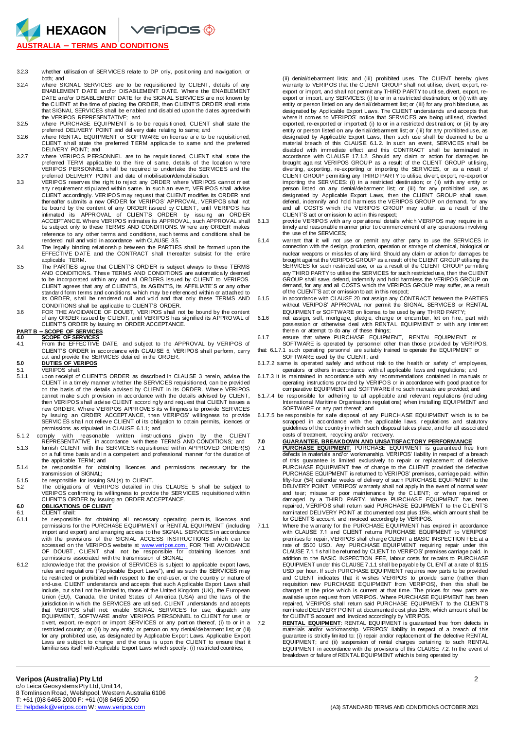3.2.3 whether utilisation of SERVICES relate to DP only, positioning and navigation, or both; and

3.2.4 where SIGNAL SERVICES are to be requisitioned by CLIENT, details of any ENABLEMENT DATE and/or DISABLEMENT DATE. Where the ENABLEMENT DATE and/or DISABLEMENT DATE for the SIGNAL SERVICES are not known by the CLIENT at the time of placing the ORDER, then CLIENT'S ORDER shall state that SIGNAL SERVICES shall be enabled and disabled upon the dates agreed with the VERIPOS REPRESENTATIVE; and

3.2.5 where PURCHASE EQUIPMENT is to be requisitioned, CLIENT shall state the preferred DELIVERY POINT and delivery date relating to same; and

3.2.6 where RENTAL EQUIPMENT or SOFTWARE on license are to be requisitioned, CLIENT shall state the preferred TERM applicable to same and the preferred DELIVERY POINT; and

3.2.7 where VERIPOS PERSONNEL are to be requisitioned, CLIENT shall state the preferred TERM applicable to the hire of same, details of the location where VERIPOS PERSONNEL shall be required to undertake the SERVICES and the preferred DELIVERY POINT and date of mobilisation/demobilisation.

3.3 VERIPOS reserves the right to reject any ORDER where VERIPOS cannot meet any requirement stipulated within same. In such an event, VERIPOS shall advise CLIENT accordingly. VERIPOS may request that CLIENT modifies its ORDER and thereafter submits a new ORDER for VERIPOS' APPROVAL. VERIPOS shall not be bound by the content of any ORDER issued by CLIENT, until VERIPOS has intimated its APPROVAL of CLIENT'S ORDER by issuing an ORDER ACCEPTANCE. Where VERIPOS intimates its APPROVAL, such APPROVAL shall be subject only to these TERMS AND CONDITIONS. Where any ORDER makes reference to any other terms and conditions, such terms and conditions shall be rendered null and void in accordance with CLAUSE 3.5.

3.4 The legally binding relationship between the PARTIES shall be formed upon the EFFECTIVE DATE and the CONTRACT shall thereafter subsist for the entire applicable TERM.

3.5 The PARTIES agree that CLIENT'S ORDER is subject always to these TERMS AND CONDITIONS. These TERMS AND CONDITIONS are automatically deemed to be incorporated within any and all ORDERS issued by CLIENT to VERIPOS. CLIENT agrees that any of CLIENT'S, its AGENT'S, its AFFILIATE'S or any other standard form terms and conditions, which may be referenced within or attached to its ORDER, shall be rendered null and void and that only these TERMS AND CONDITIONS shall be applicable to CLIENT'S ORDER.

3.6 FOR THE AVOIDANCE OF DOUBT, VERIPOS shall not be bound by the content of any ORDER issued by CLIENT, until VERIPOS has signified its APPROVAL of CLIENT'S ORDER by issuing an ORDER ACCEPTANCE.

## PART B – SCOPE OF SERVICES

### 4.0 SCOPE OF SERVICES

4.1 From the EFFECTIVE DATE, and subject to the APPROVAL by VERIPOS of CLIENT'S ORDER in accordance with CLAUSE 5, VERIPOS shall perform, carry out and provide the SERVICES detailed in the ORDER.

### 5.0 DUTIES OF VERIPOS

5.1 VERIPOS shall:

5.1.1 upon receipt of CLIENT'S ORDER as described in CLAUSE 3 herein, advise the CLIENT in a timely manner whether the SERVICES requisitioned, can be provided on the basis of the details advised by CLIENT in its ORDER. Where VERIPOS cannot make such provision in accordance with the details advised by CLIENT, then VERIPOS shall advise CLIENT accordingly and request that CLIENT issues a new ORDER. Where VERIPOS APPROVES its willingness to provide SERVICES by issuing an ORDER ACCEPTANCE, then VERIPOS' willingness to provide SERVICES shall not relieve CLIENT of its obligation to obtain permits, licences or permissions as stipulated in CLAUSE 6.1.1; and

5.1.2 comply with reasonable written instructions given by the CLIENT REPRESENTATIVE in accordance with these TERMS AND CONDITIONS; and

5.1.3 furnish CLIENT with the SERVICES requisitioned within APPROVED ORDER(S) on a full time basis and in a competent and professional manner for the duration of the applicable TERM; and

5.1.4 be responsible for obtaining licences and permissions necessary for the transmission of SIGNAL;

5.1.5 be responsible for issuing SAL(s) to CLIENT.

5.2 The obligations of VERIPOS detailed in this CLAUSE 5 shall be subject to VERIPOS confirming its willingness to provide the SERVICES requisitioned within CLIENT'S ORDER by issuing an ORDER ACCEPTANCE.

### 6.0 OBLIGATIONS OF CLIENT

6.1 CLIENT shall:

6.1.1 be responsible for obtaining all necessary operating permits, licences and permissions for the PURCHASE EQUIPMENT or RENTAL EQUIPMENT (including import and export) and arranging access to the SIGNAL SERVICES in accordance with the provisions of the SIGNAL ACCESS INSTRUCTIONS which can be accessed on the VERIPOS website at www.veripos.com. FOR THE AVOIDANCE OF DOUBT, CLIENT shall not be responsible for obtaining licences and permissions associated with the transmission of SIGNAL;

6.1.2 acknowledge that the provision of SERVICES is subject to applicable export laws, rules and regulations ("Applicable Export Laws"), and as such the SERVICES may be restricted or prohibited with respect to the end-user, or the country or nature of end-use. CLIENT understands and accepts that such Applicable Export Laws shall include, but shall not be limited to, those of the United Kingdom (UK), the European Union (EU), Canada, the United States of America (USA) and the laws of the jurisdiction in which the SERVICES are utilised. CLIENT understands and accepts that VERIPOS shall not: enable SIGNAL SERVICES for use; dispatch any EQUIPMENT, SOFTWARE and/or VERIPOS PERSONNEL to CLIENT for use; or divert, export, re-export or import SERVICES or any portion thereof, (i) to or in a restricted country; or (ii) by any entity or person on any denial/debarment list; or (iii) for any prohibited use, as designated by Applicable Export Laws. Applicable Export Laws are subject to change and the onus is upon the CLIENT to ensure that it familiarises itself with Applicable Export Laws which specify: (i) restricted countries; (ii) denial/debarment lists; and (iii) prohibited uses. The CLIENT hereby gives warranty to VERIPOS that the CLIENT GROUP shall not utilise, divert, export, re-export or import, and shall not permit any THIRD PARTY to utilise, divert, export, re-export or import, any SERVICES: (i) to or in a restricted destination; or (ii) with any entity or person listed on any denial/debarment list; or (iii) for any prohibited use, as designated by Applicable Export Laws. The CLIENT understands and accepts that where it comes to VERIPOS' notice that SERVICES are being utilised, diverted, exported, re-exported or imported: (i) to or in a restricted destination; or (ii) by any entity or person listed on any denial/debarment list; or (iii) for any prohibited use, as designated by Applicable Export Laws, then such use shall be deemed to be a material breach of this CLAUSE 6.1.2. In such an event, SERVICES shall be disabled with immediate effect and this CONTRACT shall be terminated in accordance with CLAUSE 17.1.2. Should any claim or action for damages be brought against VERIPOS GROUP as a result of the CLIENT GROUP utilising, diverting, exporting, re-exporting or importing the SERVICES, or as a result of CLIENT GROUP permitting any THIRD PARTY to utilise, divert, export, re-export or importing the SERVICES: (i) in a restricted destination; or (ii) with any entity or person listed on any denial/debarment list; or (iii) for any prohibited use, as designated by Applicable Export Laws, then the CLIENT GROUP shall save, defend, indemnify and hold harmless the VERIPOS GROUP on demand, for any and all COSTS which the VERIPOS GROUP may suffer, as a result of the CLIENT'S act or omission to act in this respect;

6.1.3 provide VERIPOS with any operational details which VERIPOS may require in a timely and reasonable manner prior to commencement of any operations involving the use of the SERVICES;

6.1.4 warrant that it will not use or permit any other party to use the SERVICES in connection with the design, production, operation or storage of chemical, biological or nuclear weapons or missiles of any kind. Should any claim or action for damages be brought against the VERIPOS GROUP as a result of the CLIENT GROUP utilising the SERVICES for such restricted use, or as a result of the CLIENT GROUP permitting any THIRD PARTY to utilise the SERVICES for such restricted use, then the CLIENT GROUP shall save, defend, indemnify and hold harmless the VERIPOS GROUP on demand, for any and all COSTS which the VERIPOS GROUP may suffer, as a result of the CLIENT'S act or omission to act in this respect;

6.1.5 in accordance with CLAUSE 20 not assign any CONTRACT between the PARTIES without VERIPOS' APPROVAL nor permit the SIGNAL SERVICES or RENTAL EQUIPMENT or SOFTWARE on license, to be used by any THIRD PARTY;

6.1.6 not assign, sell, mortgage, pledge, change or encumber, let on hire, part with possession or otherwise deal with RENTAL EQUIPMENT or with any interest therein or attempt to do any of these things;

6.1.7 ensure that where PURCHASE EQUIPMENT, RENTAL EQUIPMENT or SOFTWARE is operated by personnel other than those provided by VERIPOS, that:

6.1.7.1 such operating personnel are suitably trained to operate the EQUIPMENT or SOFTWARE used by the CLIENT; and

6.1.7.2 same is operated safely and without risk to the health or safety of employees, operators or others in accordance with all applicable laws and regulations; and

6.1.7.3 it is maintained in accordance with any recommendations contained in manuals or operating instructions provided by VERIPOS or in accordance with good practice for comparative EQUIPMENT and SOFTWARE if no such manuals are provided; and

6.1.7.4 be responsible for adhering to all applicable and relevant regulations (including International Maritime Organisation regulations) when installing EQUIPMENT and SOFTWARE or any part thereof; and

6.1.7.5 be responsible for safe disposal of any PURCHASE EQUIPMENT which is to be scrapped in accordance with the applicable laws, regulations and statutory guidelines of the country in which such disposal takes place, and for all associated costs of treatment, recycling and/or recovery.

### 7.0 GUARANTEE, BREAKDOWN AND UNSATISFACTORY PERFORMANCE

7.1 **PURCHASE EQUIPMENT**: PURCHASE EQUIPMENT is guaranteed free from defects in materials and/or workmanship. VERIPOS' liability in respect of a breach of this guarantee is limited exclusively to repair or replacement of defective PURCHASE EQUIPMENT free of charge to the CLIENT provided the defective PURCHASE EQUIPMENT is returned to VERIPOS' premises, carriage paid, within fifty-four (54) calendar weeks of delivery of such PURCHASE EQUIPMENT to the DELIVERY POINT. VERIPOS' warranty shall not apply in the event of normal wear and tear; misuse or poor maintenance by the CLIENT; or when repaired or damaged by a THIRD PARTY. Where PURCHASE EQUIPMENT has been repaired, VERIPOS shall return said PURCHASE EQUIPMENT to the CLIENT'S nominated DELIVERY POINT at documented cost plus 15%, which amount shall be for CLIENT'S account and invoiced accordingly by VERIPOS.

7.1.1 Where the warranty for the PURCHASE EQUIPMENT has expired in accordance with CLAUSE 7.1 and CLIENT returns PURCHASE EQUIPMENT to VERIPOS' premises for repair, VERIPOS shall charge CLIENT a BASIC INSPECTION FEE at a rate of $500 USD. Any PURCHASE EQUIPMENT requiring repair under this CLAUSE 7.1.1 shall be returned by CLIENT to VERIPOS' premises carriage paid. In addition to the BASIC INSPECTION FEE, labour costs for repairs to PURCHASE EQUIPMENT under this CLAUSE 7.1.1 shall be payable by CLIENT at a rate of $115 USD per hour. If such PURCHASE EQUIPMENT requires new parts to be provided and CLIENT indicates that it wishes VERIPOS to provide same (rather than requisition new PURCHASE EQUIPMENT from VERIPOS), then this shall be charged at the price which is current at that time. The prices for new parts are available upon request from VERIPOS. Where PURCHASE EQUIPMENT has been repaired, VERIPOS shall return said PURCHASE EQUIPMENT to the CLIENT'S nominated DELIVERY POINT at documented cost plus 15%, which amount shall be for CLIENT'S account and invoiced accordingly by VERIPOS.

7.2 **RENTAL EQUIPMENT**: RENTAL EQUIPMENT is guaranteed free from defects in materials and/or workmanship. VERIPOS' liability in respect of a breach of this guarantee is strictly limited to: (i) repair and/or replacement of the defective RENTAL EQUIPMENT; and (ii) suspension of rental charges pertaining to such RENTAL EQUIPMENT in accordance with the provisions of this CLAUSE 7.2. In the event of breakdown or failure of RENTAL EQUIPMENT which is being operated by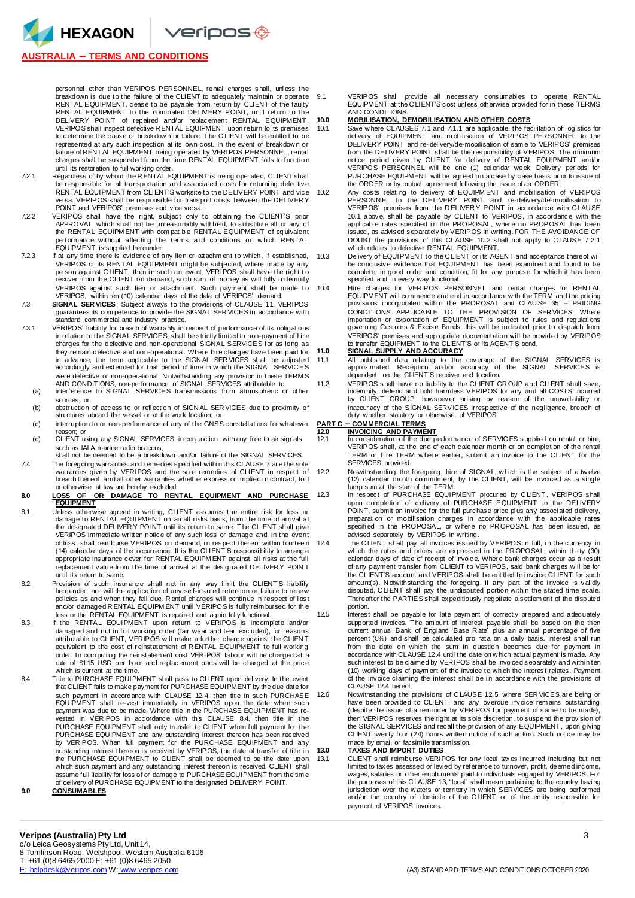personnel other than VERIPOS PERSONNEL, rental charges shall, unless the breakdown is due to the failure of the CLIENT to adequately maintain or operate RENTAL EQUIPMENT, cease to be payable from return by CLIENT of the faulty RENTAL EQUIPMENT to the nominated DELIVERY POINT, until return to the DELIVERY POINT of repaired and/or replacement RENTAL EQUIPMENT. VERIPOS shall inspect defective RENTAL EQUIPMENT upon return to its premises to determine the cause of breakdown or failure. The CLIENT will be entitled to be represented at any such inspection at its own cost. In the event of breakdown or failure of RENTAL EQUIPMENT being operated by VERIPOS PERSONNEL, rental charges shall be suspended from the time RENTAL EQUIPMENT fails to function until its restoration to full working order.

7.2.1 Regardless of by whom the RENTAL EQUIPMENT is being operated, CLIENT shall be responsible for all transportation and associated costs for returning defective RENTAL EQUIPMENT from CLIENT'S worksite to the DELIVERY POINT and vice versa. VERIPOS shall be responsible for transport costs between the DELIVERY POINT and VERIPOS' premises and vice versa.

7.2.2 VERIPOS shall have the right, subject only to obtaining the CLIENT'S prior APPROVAL, which shall not be unreasonably withheld, to substitute all or any of the RENTAL EQUIPMENT with compatible RENTAL EQUIPMENT of equivalent performance without affecting the terms and conditions on which RENTAL EQUIPMENT is supplied hereunder.

7.2.3 If at any time there is evidence of any lien or attachment to which, if established, VERIPOS or its RENTAL EQUIPMENT might be subjected, where made by any person against CLIENT, then in such an event, VERIPOS shall have the right to recover from the CLIENT on demand, such sum of money as will fully indemnify VERIPOS against such lien or attachment. Such payment shall be made to VERIPOS, within ten (10) calendar days of the date of VERIPOS' demand.

7.3 **SIGNAL SERVICES**: Subject always to the provisions of CLAUSE 11, VERIPOS guarantees its competence to provide the SIGNAL SERVICES in accordance with standard commercial and industry practice.

7.3.1 VERIPOS' liability for breach of warranty in respect of performance of its obligations in relation to the SIGNAL SERVICES, shall be strictly limited to non-payment of hire charges for the defective and non-operational SIGNAL SERVICES for as long as they remain defective and non-operational. Where hire charges have been paid for in advance, the term applicable to the SIGNAL SERVICES shall be adjusted accordingly and extended for that period of time in which the SIGNAL SERVICES were defective or non-operational. Notwithstanding any provision in these TERMS AND CONDITIONS, non-performance of SIGNAL SERVICES attributable to:

(a) interference to SIGNAL SERVICES transmissions from atmospheric or other sources; or

(b) obstruction of access to or reflection of SIGNAL SERVICES due to proximity of structures aboard the vessel or at the work location; or

(c) interruption to or non-performance of any of the GNSS constellations for whatever reason; or

(d) CLIENT using any SIGNAL SERVICES in conjunction with any free to air signals such as IALA marine radio beacons,

shall not be deemed to be a breakdown and/or failure of the SIGNAL SERVICES.

7.4 The foregoing warranties and remedies specified within this CLAUSE 7 are the sole warranties given by VERIPOS and the sole remedies of CLIENT in respect of breach thereof, and all other warranties whether express or implied in contract, tort or otherwise at law are hereby excluded.

## 8.0 LOSS OF OR DAMAGE TO RENTAL EQUIPMENT AND PURCHASE EQUIPMENT

8.1 Unless otherwise agreed in writing, CLIENT assumes the entire risk for loss or damage to RENTAL EQUIPMENT on an all risks basis, from the time of arrival at the designated DELIVERY POINT until its return to same. The CLIENT shall give VERIPOS immediate written notice of any such loss or damage, and, in the event of loss, shall reimburse VERIPOS on demand, in respect thereof within fourteen (14) calendar days of the occurrence. It is the CLIENT'S responsibility to arrange appropriate insurance cover for RENTAL EQUIPMENT against all risks at the full replacement value from the time of arrival at the designated DELIVERY POINT until its return to same.

8.2 Provision of such insurance shall not in any way limit the CLIENT'S liability hereunder, nor will the application of any self-insured retention or failure to renew policies as and when they fall due. Rental charges will continue in respect of lost and/or damaged RENTAL EQUIPMENT until VERIPOS is fully reimbursed for the loss or the RENTAL EQUIPMENT is repaired and again fully functional.

8.3 If the RENTAL EQUIPMENT upon return to VERIPOS is incomplete and/or damaged and not in full working order (fair wear and tear excluded), for reasons attributable to CLIENT, VERIPOS will make a further charge against the CLIENT equivalent to the cost of reinstatement of RENTAL EQUIPMENT to full working order. In computing the reinstatement cost VERIPOS' labour will be charged at a rate of $115 USD per hour and replacement parts will be charged at the price which is current at the time.

8.4 Title to PURCHASE EQUIPMENT shall pass to CLIENT upon delivery. In the event that CLIENT fails to make payment for PURCHASE EQUIPMENT by the due date for such payment in accordance with CLAUSE 12.4, then title in such PURCHASE EQUIPMENT shall re-vest immediately in VERIPOS upon the date when such payment was due to be made. Where title in the PURCHASE EQUIPMENT has re-vested in VERIPOS in accordance with this CLAUSE 8.4, then title in the PURCHASE EQUIPMENT shall only transfer to CLIENT when full payment for the PURCHASE EQUIPMENT and any outstanding interest thereon has been received by VERIPOS. When full payment for the PURCHASE EQUIPMENT and any outstanding interest thereon is received by VERIPOS, the date of transfer of title in the PURCHASE EQUIPMENT to CLIENT shall be deemed to be the date upon which such payment and any outstanding interest thereon is received. CLIENT shall assume full liability for loss of or damage to PURCHASE EQUIPMENT from the time of delivery of PURCHASE EQUIPMENT to the designated DELIVERY POINT.

## 9.0 CONSUMABLES

9.1 VERIPOS shall provide all necessary consumables to operate RENTAL EQUIPMENT at the CLIENT'S cost unless otherwise provided for in these TERMS AND CONDITIONS.

## 10.0 MOBILISATION, DEMOBILISATION AND OTHER COSTS

10.1 Save where CLAUSES 7.1 and 7.1.1 are applicable, the facilitation of logistics for delivery of EQUIPMENT and mobilisation of VERIPOS PERSONNEL to the DELIVERY POINT and re-delivery/de-mobilisation of same to VERIPOS' premises from the DELIVERY POINT shall be the responsibility of VERIPOS. The minimum notice period given by CLIENT for delivery of RENTAL EQUIPMENT and/or VERIPOS PERSONNEL will be one (1) calendar week. Delivery periods for PURCHASE EQUIPMENT will be agreed on a case by case basis prior to issue of the ORDER or by mutual agreement following the issue of an ORDER.

10.2 Any costs relating to delivery of EQUIPMENT and mobilisation of VERIPOS PERSONNEL to the DELIVERY POINT and re-delivery/de-mobilisation to VERIPOS' premises from the DELIVERY POINT in accordance with CLAUSE 10.1 above, shall be payable by CLIENT to VERIPOS, in accordance with the applicable rates specified in the PROPOSAL, where no PROPOSAL has been issued, as advised separately by VERIPOS in writing. FOR THE AVOIDANCE OF DOUBT the provisions of this CLAUSE 10.2 shall not apply to CLAUSE 7.2.1 which relates to defective RENTAL EQUIPMENT.

10.3 Delivery of EQUIPMENT to the CLIENT or its AGENT and acceptance thereof will be conclusive evidence that EQUIPMENT has been examined and found to be complete, in good order and condition, fit for any purpose for which it has been specified and in every way functional.

10.4 Hire charges for VERIPOS PERSONNEL and rental charges for RENTAL EQUIPMENT will commence and end in accordance with the TERM and the pricing provisions incorporated within the PROPOSAL and CLAUSE 35 – PRICING CONDITIONS APPLICABLE TO THE PROVISION OF SERVICES. Where importation or exportation of EQUIPMENT is subject to rules and regulations governing Customs & Excise Bonds, this will be indicated prior to dispatch from VERIPOS' premises and appropriate documentation will be provided by VERIPOS to transfer EQUIPMENT to the CLIENT'S or its AGENT'S bond.

## 11.0 SIGNAL SUPPLY AND ACCURACY

11.1 All published data relating to the coverage of the SIGNAL SERVICES is approximated. Reception and/or accuracy of the SIGNAL SERVICES is dependent on the CLIENT'S receiver and location.

11.2 VERIPOS shall have no liability to the CLIENT GROUP and CLIENT shall save, indemnify, defend and hold harmless VERIPOS for any and all COSTS incurred by CLIENT GROUP, howsoever arising by reason of the unavailability or inaccuracy of the SIGNAL SERVICES irrespective of the negligence, breach of duty whether statutory or otherwise, of VERIPOS.

# PART C – COMMERCIAL TERMS

## 12.0 INVOICING AND PAYMENT

12.1 In consideration of the due performance of SERVICES supplied on rental or hire, VERIPOS shall, at the end of each calendar month or on completion of the rental TERM or hire TERM where earlier, submit an invoice to the CLIENT for the SERVICES provided.

12.2 Notwithstanding the foregoing, hire of SIGNAL, which is the subject of a twelve (12) calendar month commitment, by the CLIENT, will be invoiced as a single lump sum at the start of the TERM.

12.3 In respect of PURCHASE EQUIPMENT procured by CLIENT, VERIPOS shall upon completion of delivery of PURCHASE EQUIPMENT to the DELIVERY POINT, submit an invoice for the full purchase price plus any associated delivery, preparation or mobilisation charges in accordance with the applicable rates specified in the PROPOSAL, or where no PROPOSAL has been issued, as advised separately by VERIPOS in writing.

12.4 The CLIENT shall pay all invoices issued by VERIPOS in full, in the currency in which the rates and prices are expressed in the PROPOSAL, within thirty (30) calendar days of date of receipt of invoice. Where bank charges occur as a result of any payment transfer from CLIENT to VERIPOS, said bank charges will be for the CLIENT'S account and VERIPOS shall be entitled to invoice CLIENT for such amount(s). Notwithstanding the foregoing, if any part of the invoice is validly disputed, CLIENT shall pay the undisputed portion within the stated time scale. Thereafter the PARTIES shall expeditiously negotiate a settlement of the disputed portion.

12.5 Interest shall be payable for late payment of correctly prepared and adequately supported invoices. The amount of interest payable shall be based on the then current annual Bank of England 'Base Rate' plus an annual percentage of five percent (5%) and shall be calculated pro rata on a daily basis. Interest shall run from the date on which the sum in question becomes due for payment in accordance with CLAUSE 12.4 until the date on which actual payment is made. Any such interest to be claimed by VERIPOS shall be invoiced separately and within ten (10) working days of payment of the invoice to which the interest relates. Payment of the invoice claiming the interest shall be in accordance with the provisions of CLAUSE 12.4 hereof.

12.6 Notwithstanding the provisions of CLAUSE 12.5, where SERVICES are being or have been provided to CLIENT, and any overdue invoice remains outstanding (despite the issue of a reminder by VERIPOS for payment of same to be made), then VERIPOS reserves the right at its sole discretion, to suspend the provision of the SIGNAL SERVICES and recall the provision of any EQUIPMENT, upon giving CLIENT twenty four (24) hours written notice of such action. Such notice may be made by email or facsimile transmission.

## 13.0 TAXES AND IMPORT DUTIES

13.1 CLIENT shall reimburse VERIPOS for any local taxes incurred including but not limited to taxes assessed or levied by reference to turnover, profit, deemed income, wages, salaries or other emoluments paid to individuals engaged by VERIPOS. For the purposes of this CLAUSE 13, "local" shall mean pertaining to the country having jurisdiction over the waters or territory in which SERVICES are being performed and/or the country of domicile of the CLIENT or of the entity responsible for payment of VERIPOS invoices.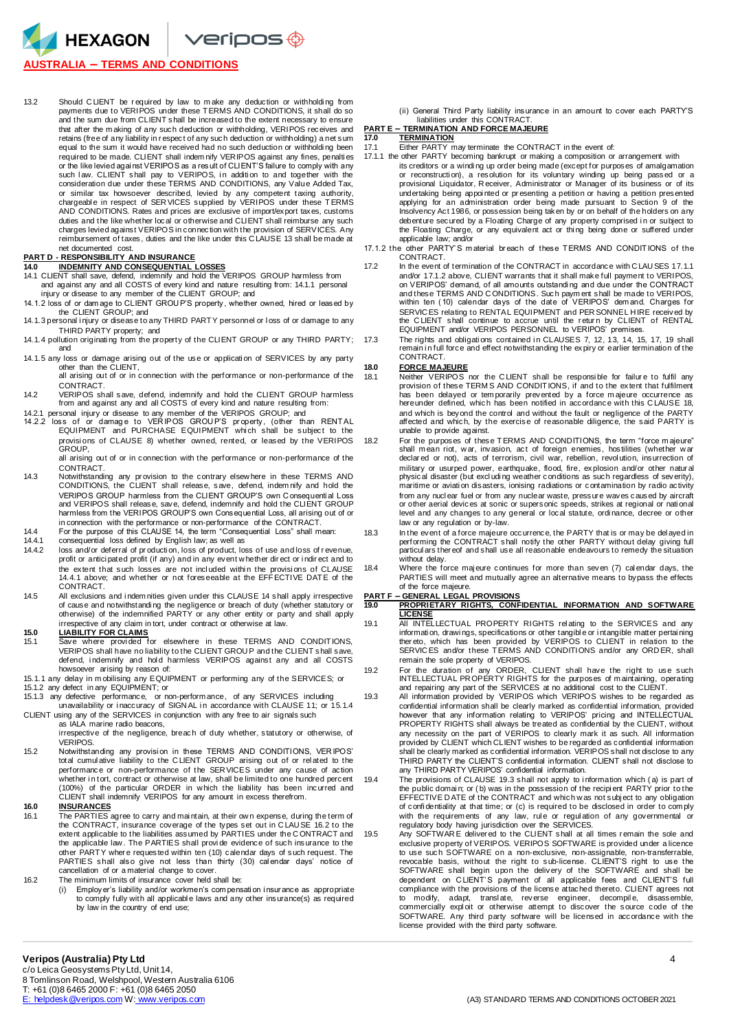13.2 Should CLIENT be required by law to make any deduction or withholding from payments due to VERIPOS under these TERMS AND CONDITIONS, it shall do so and the sum due from CLIENT shall be increased to the extent necessary to ensure that after the making of any such deduction or withholding, VERIPOS receives and retains (free of any liability in respect of any such deduction or withholding) a net sum equal to the sum it would have received had no such deduction or withholding been required to be made. CLIENT shall indemnify VERIPOS against any fines, penalties or the like levied against VERIPOS as a result of CLIENT'S failure to comply with any such law. CLIENT shall pay to VERIPOS, in addition to and together with the consideration due under these TERMS AND CONDITIONS, any Value Added Tax, or similar tax howsoever described, levied by any competent taxing authority, chargeable in respect of SERVICES supplied by VERIPOS under these TERMS AND CONDITIONS. Rates and prices are exclusive of import/export taxes, customs duties and the like whether local or otherwise and CLIENT shall reimburse any such charges levied against VERIPOS in connection with the provision of SERVICES. Any reimbursement of taxes, duties and the like under this CLAUSE 13 shall be made at net documented cost.

## PART D - RESPONSIBILITY AND INSURANCE

### 14.0 INDEMNITY AND CONSEQUENTIAL LOSSES

14.1 CLIENT shall save, defend, indemnify and hold the VERIPOS GROUP harmless from and against any and all COSTS of every kind and nature resulting from: 14.1.1 personal injury or disease to any member of the CLIENT GROUP; and

14.1.2 loss of or damage to CLIENT GROUP'S property, whether owned, hired or leased by the CLIENT GROUP; and

14.1.3 personal injury or disease to any THIRD PARTY personnel or loss of or damage to any THIRD PARTY property; and

14.1.4 pollution originating from the property of the CLIENT GROUP or any THIRD PARTY; and

14.1.5 any loss or damage arising out of the use or application of SERVICES by any party other than the CLIENT,

all arising out of or in connection with the performance or non-performance of the CONTRACT.

14.2 VERIPOS shall save, defend, indemnify and hold the CLIENT GROUP harmless from and against any and all COSTS of every kind and nature resulting from:

14.2.1 personal injury or disease to any member of the VERIPOS GROUP; and

14.2.2 loss of or damage to VERIPOS GROUP'S property, (other than RENTAL EQUIPMENT and PURCHASE EQUIPMENT which shall be subject to the provisions of CLAUSE 8) whether owned, rented, or leased by the VERIPOS GROUP,

all arising out of or in connection with the performance or non-performance of the CONTRACT.

14.3 Notwithstanding any provision to the contrary elsewhere in these TERMS AND CONDITIONS, the CLIENT shall release, save, defend, indemnify and hold the VERIPOS GROUP harmless from the CLIENT GROUP'S own Consequential Loss and VERIPOS shall release, save, defend, indemnify and hold the CLIENT GROUP harmless from the VERIPOS GROUP'S own Consequential Loss, all arising out of or in connection with the performance or non-performance of the CONTRACT.

14.4 For the purpose of this CLAUSE 14, the term "Consequential Loss" shall mean:

14.4.1 consequential loss defined by English law; as well as

14.4.2 loss and/or deferral of production, loss of product, loss of use and loss of revenue, profit or anticipated profit (if any) and in any event whether direct or indirect and to the extent that such losses are not included within the provisions of CLAUSE 14.4.1 above; and whether or not foreseeable at the EFFECTIVE DATE of the CONTRACT.

14.5 All exclusions and indemnities given under this CLAUSE 14 shall apply irrespective of cause and notwithstanding the negligence or breach of duty (whether statutory or otherwise) of the indemnified PARTY or any other entity or party and shall apply irrespective of any claim in tort, under contract or otherwise at law.

### 15.0 LIABILITY FOR CLAIMS

15.1 Save where provided for elsewhere in these TERMS AND CONDITIONS, VERIPOS shall have no liability to the CLIENT GROUP and the CLIENT shall save, defend, indemnify and hold harmless VERIPOS against any and all COSTS howsoever arising by reason of:

15.1.1 any delay in mobilising any EQUIPMENT or performing any of the SERVICES; or

15.1.2 any defect in any EQUIPMENT; or

15.1.3 any defective performance, or non-performance, of any SERVICES including unavailability or inaccuracy of SIGNAL in accordance with CLAUSE 11; or 15.1.4 CLIENT using any of the SERVICES in conjunction with any free to air signals such as IALA marine radio beacons,

irrespective of the negligence, breach of duty whether, statutory or otherwise, of VERIPOS.

15.2 Notwithstanding any provision in these TERMS AND CONDITIONS, VERIPOS' total cumulative liability to the CLIENT GROUP arising out of or related to the performance or non-performance of the SERVICES under any cause of action whether in tort, contract or otherwise at law, shall be limited to one hundred percent (100%) of the particular ORDER in which the liability has been incurred and CLIENT shall indemnify VERIPOS for any amount in excess therefrom.

### 16.0 INSURANCES

16.1 The PARTIES agree to carry and maintain, at their own expense, during the term of the CONTRACT, insurance coverage of the types set out in CLAUSE 16.2 to the extent applicable to the liabilities assumed by PARTIES under the CONTRACT and the applicable law. The PARTIES shall provide evidence of such insurance to the other PARTY where requested within ten (10) calendar days of such request. The PARTIES shall also give not less than thirty (30) calendar days' notice of cancellation of or a material change to cover.

16.2 The minimum limits of insurance cover held shall be:

(i) Employer's liability and/or workmen's compensation insurance as appropriate to comply fully with all applicable laws and any other insurance(s) as required by law in the country of end use;

(ii) General Third Party liability insurance in an amount to cover each PARTY'S liabilities under this CONTRACT.

## PART E – TERMINATION AND FORCE MAJEURE

### 17.0 TERMINATION

17.1 Either PARTY may terminate the CONTRACT in the event of:

17.1.1 the other PARTY becoming bankrupt or making a composition or arrangement with its creditors or a winding up order being made (except for purposes of amalgamation or reconstruction), a resolution for its voluntary winding up being passed or a provisional Liquidator, Receiver, Administrator or Manager of its business or of its undertaking being appointed or presenting a petition or having a petition presented applying for an administration order being made pursuant to Section 9 of the Insolvency Act 1986, or possession being taken by or on behalf of the holders on any debenture secured by a Floating Charge of any property comprised in or subject to the Floating Charge, or any equivalent act or thing being done or suffered under applicable law; and/or

17.1.2 the other PARTY'S material breach of these TERMS AND CONDITIONS of the CONTRACT.

17.2 In the event of termination of the CONTRACT in accordance with CLAUSES 17.1.1 and/or 17.1.2 above, CLIENT warrants that it shall make full payment to VERIPOS, on VERIPOS' demand, of all amounts outstanding and due under the CONTRACT and these TERMS AND CONDITIONS. Such payment shall be made to VERIPOS, within ten (10) calendar days of the date of VERIPOS' demand. Charges for SERVICES relating to RENTAL EQUIPMENT and PERSONNEL HIRE received by the CLIENT shall continue to accrue until the return by CLIENT of RENTAL EQUIPMENT and/or VERIPOS PERSONNEL to VERIPOS' premises.

17.3 The rights and obligations contained in CLAUSES 7, 12, 13, 14, 15, 17, 19 shall remain in full force and effect notwithstanding the expiry or earlier termination of the CONTRACT.

### 18.0 FORCE MAJEURE

18.1 Neither VERIPOS nor the CLIENT shall be responsible for failure to fulfil any provision of these TERMS AND CONDITIONS, if and to the extent that fulfilment has been delayed or temporarily prevented by a force majeure occurrence as hereunder defined, which has been notified in accordance with this CLAUSE 18, and which is beyond the control and without the fault or negligence of the PARTY affected and which, by the exercise of reasonable diligence, the said PARTY is unable to provide against.

18.2 For the purposes of these TERMS AND CONDITIONS, the term "force majeure" shall mean riot, war, invasion, act of foreign enemies, hostilities (whether war declared or not), acts of terrorism, civil war, rebellion, revolution, insurrection of military or usurped power, earthquake, flood, fire, explosion and/or other natural physical disaster (but excluding weather conditions as such regardless of severity), maritime or aviation disasters, ionising radiations or contamination by radio activity from any nuclear fuel or from any nuclear waste, pressure waves caused by aircraft or other aerial devices at sonic or supersonic speeds, strikes at regional or national level and any changes to any general or local statute, ordinance, decree or other law or any regulation or by-law.

18.3 In the event of a force majeure occurrence, the PARTY that is or may be delayed in performing the CONTRACT shall notify the other PARTY without delay giving full particulars thereof and shall use all reasonable endeavours to remedy the situation without delay.

18.4 Where the force majeure continues for more than seven (7) calendar days, the PARTIES will meet and mutually agree an alternative means to bypass the effects of the force majeure.

## PART F – GENERAL LEGAL PROVISIONS

### 19.0 PROPRIETARY RIGHTS, CONFIDENTIAL INFORMATION AND SOFTWARE LICENSE

19.1 All INTELLECTUAL PROPERTY RIGHTS relating to the SERVICES and any information, drawings, specifications or other tangible or intangible matter pertaining thereto, which has been provided by VERIPOS to CLIENT in relation to the SERVICES and/or these TERMS AND CONDITIONS and/or any ORDER, shall remain the sole property of VERIPOS.

19.2 For the duration of any ORDER, CLIENT shall have the right to use such INTELLECTUAL PROPERTY RIGHTS for the purposes of maintaining, operating and repairing any part of the SERVICES at no additional cost to the CLIENT.

19.3 All information provided by VERIPOS which VERIPOS wishes to be regarded as confidential information shall be clearly marked as confidential information, provided however that any information relating to VERIPOS' pricing and INTELLECTUAL PROPERTY RIGHTS shall always be treated as confidential by the CLIENT, without any necessity on the part of VERIPOS to clearly mark it as such. All information provided by CLIENT which CLIENT wishes to be regarded as confidential information shall be clearly marked as confidential information. VERIPOS shall not disclose to any THIRD PARTY the CLIENT'S confidential information. CLIENT shall not disclose to any THIRD PARTY VERIPOS' confidential information.

19.4 The provisions of CLAUSE 19.3 shall not apply to information which (a) is part of the public domain; or (b) was in the possession of the recipient PARTY prior to the EFFECTIVE DATE of the CONTRACT and which was not subject to any obligation of confidentiality at that time; or (c) is required to be disclosed in order to comply with the requirements of any law, rule or regulation of any governmental or regulatory body having jurisdiction over the SERVICES.

19.5 Any SOFTWARE delivered to the CLIENT shall at all times remain the sole and exclusive property of VERIPOS. VERIPOS SOFTWARE is provided under a licence to use such SOFTWARE on a non-exclusive, non-assignable, non-transferrable, revocable basis, without the right to sub-license. CLIENT'S right to use the SOFTWARE shall begin upon the delivery of the SOFTWARE and shall be dependent on CLIENT'S payment of all applicable fees and CLIENT'S full compliance with the provisions of the license attached thereto. CLIENT agrees not to modify, adapt, translate, reverse engineer, decompile, disassemble, commercially exploit or otherwise attempt to discover the source code of the SOFTWARE. Any third party software will be licensed in accordance with the license provided with the third party software.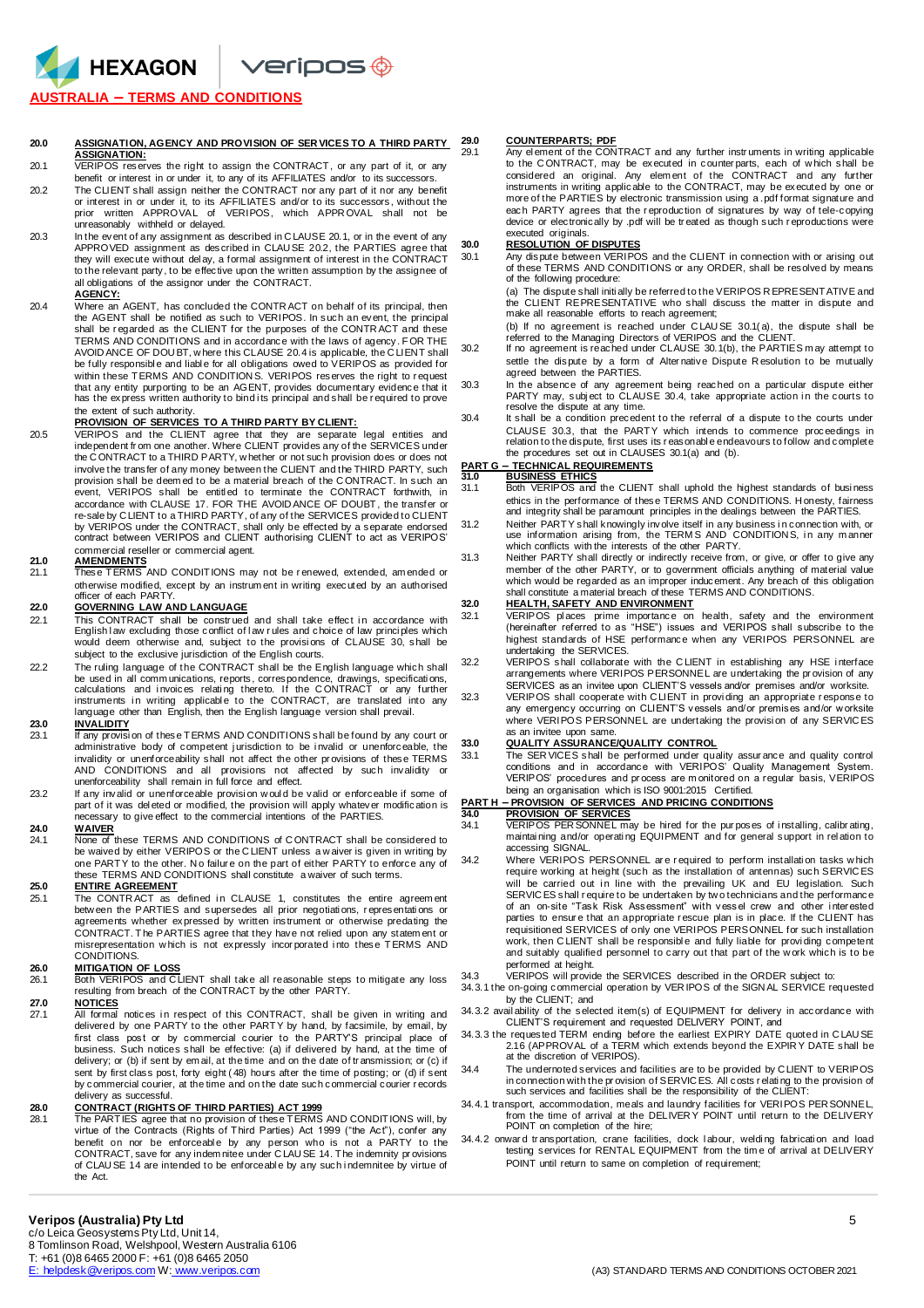## AUSTRALIA – TERMS AND CONDITIONS

**20.0 ASSIGNATION, AGENCY AND PROVISION OF SERVICES TO A THIRD PARTY**

**ASSIGNATION:**

20.1 VERIPOS reserves the right to assign the CONTRACT, or any part of it, or any benefit or interest in or under it, to any of its AFFILIATES and/or to its successors.

20.2 The CLIENT shall assign neither the CONTRACT nor any part of it nor any benefit or interest in or under it, to its AFFILIATES and/or to its successors, without the prior written APPROVAL of VERIPOS, which APPROVAL shall not be unreasonably withheld or delayed.

20.3 In the event of any assignment as described in CLAUSE 20.1, or in the event of any APPROVED assignment as described in CLAUSE 20.2, the PARTIES agree that they will execute without delay, a formal assignment of interest in the CONTRACT to the relevant party, to be effective upon the written assumption by the assignee of all obligations of the assignor under the CONTRACT.

**AGENCY:**

20.4 Where an AGENT, has concluded the CONTRACT on behalf of its principal, then the AGENT shall be notified as such to VERIPOS. In such an event, the principal shall be regarded as the CLIENT for the purposes of the CONTRACT and these TERMS AND CONDITIONS and in accordance with the laws of agency. FOR THE AVOIDANCE OF DOUBT, where this CLAUSE 20.4 is applicable, the CLIENT shall be fully responsible and liable for all obligations owed to VERIPOS as provided for within these TERMS AND CONDITIONS. VERIPOS reserves the right to request that any entity purporting to be an AGENT, provides documentary evidence that it has the express written authority to bind its principal and shall be required to prove the extent of such authority.

**PROVISION OF SERVICES TO A THIRD PARTY BY CLIENT:**

20.5 VERIPOS and the CLIENT agree that they are separate legal entities and independent from one another. Where CLIENT provides any of the SERVICES under the CONTRACT to a THIRD PARTY, whether or not such provision does or does not involve the transfer of any money between the CLIENT and the THIRD PARTY, such provision shall be deemed to be a material breach of the CONTRACT. In such an event, VERIPOS shall be entitled to terminate the CONTRACT forthwith, in accordance with CLAUSE 17. FOR THE AVOIDANCE OF DOUBT, the transfer or re-sale by CLIENT to a THIRD PARTY, of any of the SERVICES provided to CLIENT by VERIPOS under the CONTRACT, shall only be effected by a separate endorsed contract between VERIPOS and CLIENT authorising CLIENT to act as VERIPOS' commercial reseller or commercial agent.

**21.0 AMENDMENTS**

21.1 These TERMS AND CONDITIONS may not be renewed, extended, amended or otherwise modified, except by an instrument in writing executed by an authorised officer of each PARTY.

**22.0 GOVERNING LAW AND LANGUAGE**

22.1 This CONTRACT shall be construed and shall take effect in accordance with English law excluding those conflict of law rules and choice of law principles which would deem otherwise and, subject to the provisions of CLAUSE 30, shall be subject to the exclusive jurisdiction of the English courts.

22.2 The ruling language of the CONTRACT shall be the English language which shall be used in all communications, reports, correspondence, drawings, specifications, calculations and invoices relating thereto. If the CONTRACT or any further instruments in writing applicable to the CONTRACT, are translated into any language other than English, then the English language version shall prevail.

**23.0 INVALIDITY**

23.1 If any provision of these TERMS AND CONDITIONS shall be found by any court or administrative body of competent jurisdiction to be invalid or unenforceable, the invalidity or unenforceability shall not affect the other provisions of these TERMS AND CONDITIONS and all provisions not affected by such invalidity or unenforceability shall remain in full force and effect.

23.2 If any invalid or unenforceable provision would be valid or enforceable if some of part of it was deleted or modified, the provision will apply whatever modification is necessary to give effect to the commercial intentions of the PARTIES.

**24.0 WAIVER**

24.1 None of these TERMS AND CONDITIONS of CONTRACT shall be considered to be waived by either VERIPOS or the CLIENT unless a waiver is given in writing by one PARTY to the other. No failure on the part of either PARTY to enforce any of these TERMS AND CONDITIONS shall constitute a waiver of such terms.

**25.0 ENTIRE AGREEMENT**

25.1 The CONTRACT as defined in CLAUSE 1, constitutes the entire agreement between the PARTIES and supersedes all prior negotiations, representations or agreements whether expressed by written instrument or otherwise predating the CONTRACT. The PARTIES agree that they have not relied upon any statement or misrepresentation which is not expressly incorporated into these TERMS AND CONDITIONS.

**26.0 MITIGATION OF LOSS**

26.1 Both VERIPOS and CLIENT shall take all reasonable steps to mitigate any loss resulting from breach of the CONTRACT by the other PARTY.

**27.0 NOTICES**

27.1 All formal notices in respect of this CONTRACT, shall be given in writing and delivered by one PARTY to the other PARTY by hand, by facsimile, by email, by first class post or by commercial courier to the PARTY'S principal place of business. Such notices shall be effective: (a) if delivered by hand, at the time of delivery; or (b) if sent by email, at the time and on the date of transmission; or (c) if sent by first class post, forty eight (48) hours after the time of posting; or (d) if sent by commercial courier, at the time and on the date such commercial courier records delivery as successful.

**28.0 CONTRACT (RIGHTS OF THIRD PARTIES) ACT 1999**

28.1 The PARTIES agree that no provision of these TERMS AND CONDITIONS will, by virtue of the Contracts (Rights of Third Parties) Act 1999 ("the Act"), confer any benefit on nor be enforceable by any person who is not a PARTY to the CONTRACT, save for any indemnitee under CLAUSE 14. The indemnity provisions of CLAUSE 14 are intended to be enforceable by any such indemnitee by virtue of the Act.

**29.0 COUNTERPARTS; PDF**

29.1 Any element of the CONTRACT and any further instruments in writing applicable to the CONTRACT, may be executed in counterparts, each of which shall be considered an original. Any element of the CONTRACT and any further instruments in writing applicable to the CONTRACT, may be executed by one or more of the PARTIES by electronic transmission using a .pdf format signature and each PARTY agrees that the reproduction of signatures by way of tele-copying device or electronically by .pdf will be treated as though such reproductions were executed originals.

**30.0 RESOLUTION OF DISPUTES**

30.1 Any dispute between VERIPOS and the CLIENT in connection with or arising out of these TERMS AND CONDITIONS or any ORDER, shall be resolved by means of the following procedure:

(a) The dispute shall initially be referred to the VERIPOS REPRESENTATIVE and the CLIENT REPRESENTATIVE who shall discuss the matter in dispute and make all reasonable efforts to reach agreement;

(b) If no agreement is reached under CLAUSE 30.1(a), the dispute shall be referred to the Managing Directors of VERIPOS and the CLIENT.

30.2 If no agreement is reached under CLAUSE 30.1(b), the PARTIES may attempt to settle the dispute by a form of Alternative Dispute Resolution to be mutually agreed between the PARTIES.

30.3 In the absence of any agreement being reached on a particular dispute either PARTY may, subject to CLAUSE 30.4, take appropriate action in the courts to resolve the dispute at any time.

30.4 It shall be a condition precedent to the referral of a dispute to the courts under CLAUSE 30.3, that the PARTY which intends to commence proceedings in relation to the dispute, first uses its reasonable endeavours to follow and complete the procedures set out in CLAUSES 30.1(a) and (b).

## PART G – TECHNICAL REQUIREMENTS

**31.0 BUSINESS ETHICS**

31.1 Both VERIPOS and the CLIENT shall uphold the highest standards of business ethics in the performance of these TERMS AND CONDITIONS. Honesty, fairness and integrity shall be paramount principles in the dealings between the PARTIES.

31.2 Neither PARTY shall knowingly involve itself in any business in connection with, or use information arising from, the TERMS AND CONDITIONS, in any manner which conflicts with the interests of the other PARTY.

31.3 Neither PARTY shall directly or indirectly receive from, or give, or offer to give any member of the other PARTY, or to government officials anything of material value which would be regarded as an improper inducement. Any breach of this obligation shall constitute a material breach of these TERMS AND CONDITIONS.

**32.0 HEALTH, SAFETY AND ENVIRONMENT**

32.1 VERIPOS places prime importance on health, safety and the environment (hereinafter referred to as "HSE") issues and VERIPOS shall subscribe to the highest standards of HSE performance when any VERIPOS PERSONNEL are undertaking the SERVICES.

32.2 VERIPOS shall collaborate with the CLIENT in establishing any HSE interface arrangements where VERIPOS PERSONNEL are undertaking the provision of any SERVICES as an invitee upon CLIENT'S vessels and/or premises and/or worksite.

32.3 VERIPOS shall cooperate with CLIENT in providing an appropriate response to any emergency occurring on CLIENT'S vessels and/or premises and/or worksite where VERIPOS PERSONNEL are undertaking the provision of any SERVICES as an invitee upon same.

**33.0 QUALITY ASSURANCE/QUALITY CONTROL**

33.1 The SERVICES shall be performed under quality assurance and quality control conditions and in accordance with VERIPOS' Quality Management System. VERIPOS' procedures and process are monitored on a regular basis, VERIPOS being an organisation which is ISO 9001:2015 Certified.

## PART H – PROVISION OF SERVICES AND PRICING CONDITIONS

**34.0 PROVISION OF SERVICES**

34.1 VERIPOS PERSONNEL may be hired for the purposes of installing, calibrating, maintaining and/or operating EQUIPMENT and for general support in relation to accessing SIGNAL.

34.2 Where VERIPOS PERSONNEL are required to perform installation tasks which require working at height (such as the installation of antennas) such SERVICES will be carried out in line with the prevailing UK and EU legislation. Such SERVICES shall require to be undertaken by two technicians and the performance of an on-site "Task Risk Assessment" with vessel crew and other interested parties to ensure that an appropriate rescue plan is in place. If the CLIENT has requisitioned SERVICES of only one VERIPOS PERSONNEL for such installation work, then CLIENT shall be responsible and fully liable for providing competent and suitably qualified personnel to carry out that part of the work which is to be performed at height.

34.3 VERIPOS will provide the SERVICES described in the ORDER subject to:

34.3.1 the on-going commercial operation by VERIPOS of the SIGNAL SERVICE requested by the CLIENT; and

34.3.2 availability of the selected item(s) of EQUIPMENT for delivery in accordance with CLIENT'S requirement and requested DELIVERY POINT, and

34.3.3 the requested TERM ending before the earliest EXPIRY DATE quoted in CLAUSE 2.16 (APPROVAL of a TERM which extends beyond the EXPIRY DATE shall be at the discretion of VERIPOS).

34.4 The undernoted services and facilities are to be provided by CLIENT to VERIPOS in connection with the provision of SERVICES. All costs relating to the provision of such services and facilities shall be the responsibility of the CLIENT:

34.4.1 transport, accommodation, meals and laundry facilities for VERIPOS PERSONNEL, from the time of arrival at the DELIVERY POINT until return to the DELIVERY POINT on completion of the hire;

34.4.2 onward transportation, crane facilities, dock labour, welding fabrication and load testing services for RENTAL EQUIPMENT from the time of arrival at DELIVERY POINT until return to same on completion of requirement;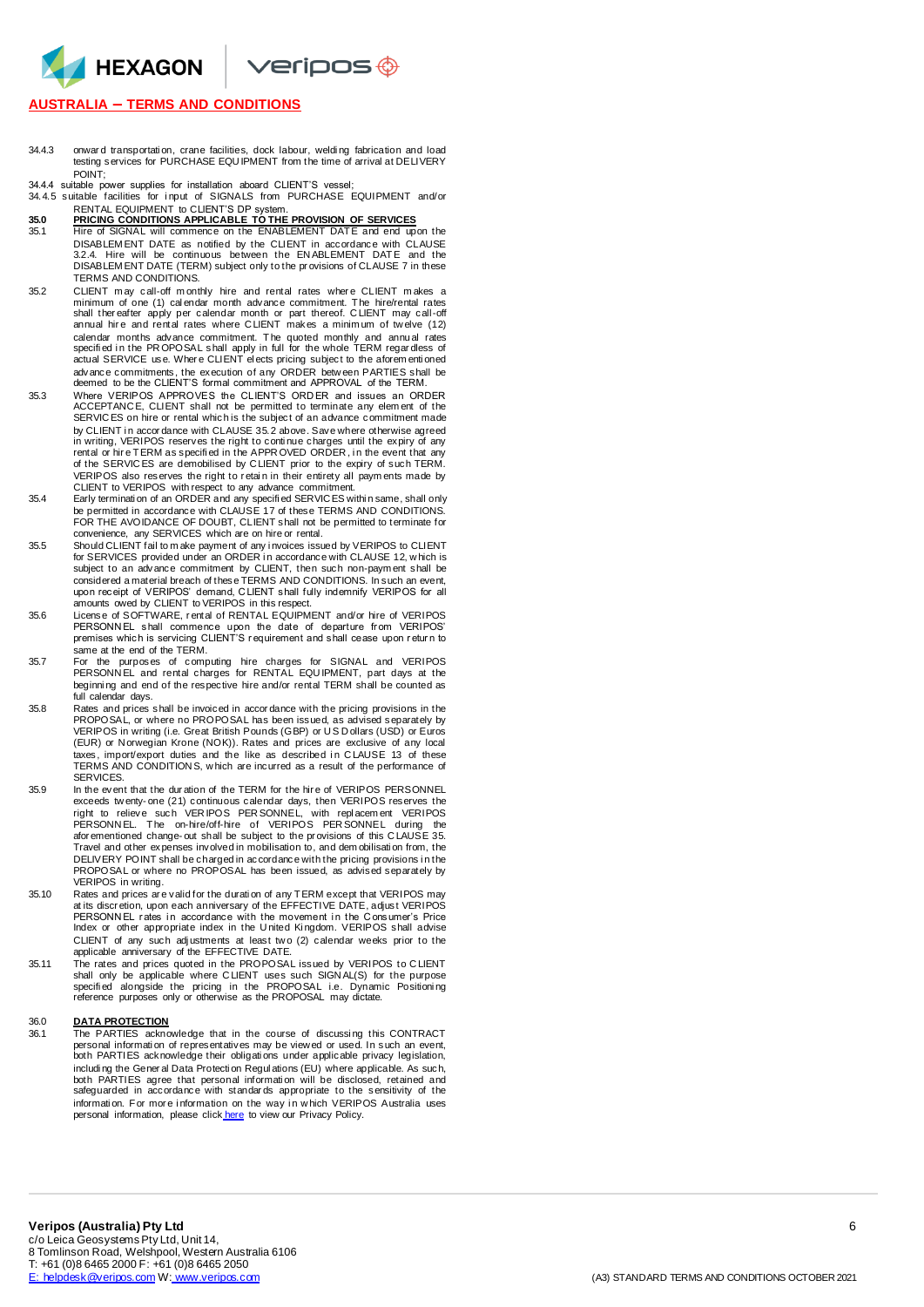34.4.3 onward transportation, crane facilities, dock labour, welding fabrication and load testing services for PURCHASE EQUIPMENT from the time of arrival at DELIVERY POINT;

34.4.4 suitable power supplies for installation aboard CLIENT'S vessel;

34.4.5 suitable facilities for input of SIGNALS from PURCHASE EQUIPMENT and/or RENTAL EQUIPMENT to CLIENT'S DP system.

**35.0 PRICING CONDITIONS APPLICABLE TO THE PROVISION OF SERVICES**

35.1 Hire of SIGNAL will commence on the ENABLEMENT DATE and end upon the DISABLEMENT DATE as notified by the CLIENT in accordance with CLAUSE 3.2.4. Hire will be continuous between the ENABLEMENT DATE and the DISABLEMENT DATE (TERM) subject only to the provisions of CLAUSE 7 in these TERMS AND CONDITIONS.

35.2 CLIENT may call-off monthly hire and rental rates where CLIENT makes a minimum of one (1) calendar month advance commitment. The hire/rental rates shall thereafter apply per calendar month or part thereof. CLIENT may call-off annual hire and rental rates where CLIENT makes a minimum of twelve (12) calendar months advance commitment. The quoted monthly and annual rates specified in the PROPOSAL shall apply in full for the whole TERM regardless of actual SERVICE use. Where CLIENT elects pricing subject to the aforementioned advance commitments, the execution of any ORDER between PARTIES shall be deemed to be the CLIENT'S formal commitment and APPROVAL of the TERM.

35.3 Where VERIPOS APPROVES the CLIENT'S ORDER and issues an ORDER ACCEPTANCE, CLIENT shall not be permitted to terminate any element of the SERVICES on hire or rental which is the subject of an advance commitment made by CLIENT in accordance with CLAUSE 35.2 above. Save where otherwise agreed in writing, VERIPOS reserves the right to continue charges until the expiry of any rental or hire TERM as specified in the APPROVED ORDER, in the event that any of the SERVICES are demobilised by CLIENT prior to the expiry of such TERM. VERIPOS also reserves the right to retain in their entirety all payments made by CLIENT to VERIPOS with respect to any advance commitment.

35.4 Early termination of an ORDER and any specified SERVICES within same, shall only be permitted in accordance with CLAUSE 17 of these TERMS AND CONDITIONS. FOR THE AVOIDANCE OF DOUBT, CLIENT shall not be permitted to terminate for convenience, any SERVICES which are on hire or rental.

35.5 Should CLIENT fail to make payment of any invoices issued by VERIPOS to CLIENT for SERVICES provided under an ORDER in accordance with CLAUSE 12, which is subject to an advance commitment by CLIENT, then such non-payment shall be considered a material breach of these TERMS AND CONDITIONS. In such an event, upon receipt of VERIPOS' demand, CLIENT shall fully indemnify VERIPOS for all amounts owed by CLIENT to VERIPOS in this respect.

35.6 License of SOFTWARE, rental of RENTAL EQUIPMENT and/or hire of VERIPOS PERSONNEL shall commence upon the date of departure from VERIPOS' premises which is servicing CLIENT'S requirement and shall cease upon return to same at the end of the TERM.

35.7 For the purposes of computing hire charges for SIGNAL and VERIPOS PERSONNEL and rental charges for RENTAL EQUIPMENT, part days at the beginning and end of the respective hire and/or rental TERM shall be counted as full calendar days.

35.8 Rates and prices shall be invoiced in accordance with the pricing provisions in the PROPOSAL, or where no PROPOSAL has been issued, as advised separately by VERIPOS in writing (i.e. Great British Pounds (GBP) or US Dollars (USD) or Euros (EUR) or Norwegian Krone (NOK)). Rates and prices are exclusive of any local taxes, import/export duties and the like as described in CLAUSE 13 of these TERMS AND CONDITIONS, which are incurred as a result of the performance of SERVICES.

35.9 In the event that the duration of the TERM for the hire of VERIPOS PERSONNEL exceeds twenty-one (21) continuous calendar days, then VERIPOS reserves the right to relieve such VERIPOS PERSONNEL, with replacement VERIPOS PERSONNEL. The on-hire/off-hire of VERIPOS PERSONNEL during the aforementioned change-out shall be subject to the provisions of this CLAUSE 35. Travel and other expenses involved in mobilisation to, and demobilisation from, the DELIVERY POINT shall be charged in accordance with the pricing provisions in the PROPOSAL or where no PROPOSAL has been issued, as advised separately by VERIPOS in writing.

35.10 Rates and prices are valid for the duration of any TERM except that VERIPOS may at its discretion, upon each anniversary of the EFFECTIVE DATE, adjust VERIPOS PERSONNEL rates in accordance with the movement in the Consumer's Price Index or other appropriate index in the United Kingdom. VERIPOS shall advise CLIENT of any such adjustments at least two (2) calendar weeks prior to the applicable anniversary of the EFFECTIVE DATE.

35.11 The rates and prices quoted in the PROPOSAL issued by VERIPOS to CLIENT shall only be applicable where CLIENT uses such SIGNAL(S) for the purpose specified alongside the pricing in the PROPOSAL i.e. Dynamic Positioning reference purposes only or otherwise as the PROPOSAL may dictate.

**36.0 DATA PROTECTION**

36.1 The PARTIES acknowledge that in the course of discussing this CONTRACT personal information of representatives may be viewed or used. In such an event, both PARTIES acknowledge their obligations under applicable privacy legislation, including the General Data Protection Regulations (EU) where applicable. As such, both PARTIES agree that personal information will be disclosed, retained and safeguarded in accordance with standards appropriate to the sensitivity of the information. For more information on the way in which VERIPOS Australia uses personal information, please click here to view our Privacy Policy.